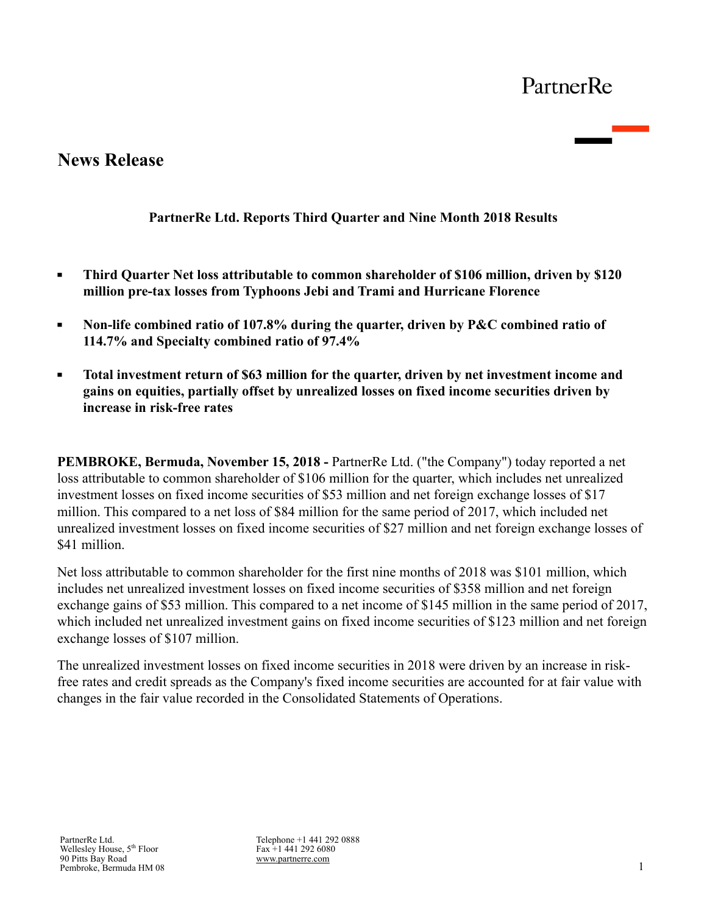PartnerRe

# News Release

**PartnerRe Ltd. Reports Third Quarter and Nine Month 2018 Results**

- **Third Quarter Net loss attributable to common shareholder of $106 million, driven by $120 million pre-tax losses from Typhoons Jebi and Trami and Hurricane Florence**
- **Non-life combined ratio of 107.8% during the quarter, driven by P&C combined ratio of 114.7% and Specialty combined ratio of 97.4%**
- **Total investment return of $63 million for the quarter, driven by net investment income and gains on equities, partially offset by unrealized losses on fixed income securities driven by increase in risk-free rates**

**PEMBROKE, Bermuda, November 15, 2018 -** PartnerRe Ltd. ("the Company") today reported a net loss attributable to common shareholder of $106 million for the quarter, which includes net unrealized investment losses on fixed income securities of $53 million and net foreign exchange losses of $17 million. This compared to a net loss of $84 million for the same period of 2017, which included net unrealized investment losses on fixed income securities of $27 million and net foreign exchange losses of $41 million.

Net loss attributable to common shareholder for the first nine months of 2018 was $101 million, which includes net unrealized investment losses on fixed income securities of $358 million and net foreign exchange gains of $53 million. This compared to a net income of $145 million in the same period of 2017, which included net unrealized investment gains on fixed income securities of $123 million and net foreign exchange losses of $107 million.

The unrealized investment losses on fixed income securities in 2018 were driven by an increase in risk-free rates and credit spreads as the Company's fixed income securities are accounted for at fair value with changes in the fair value recorded in the Consolidated Statements of Operations.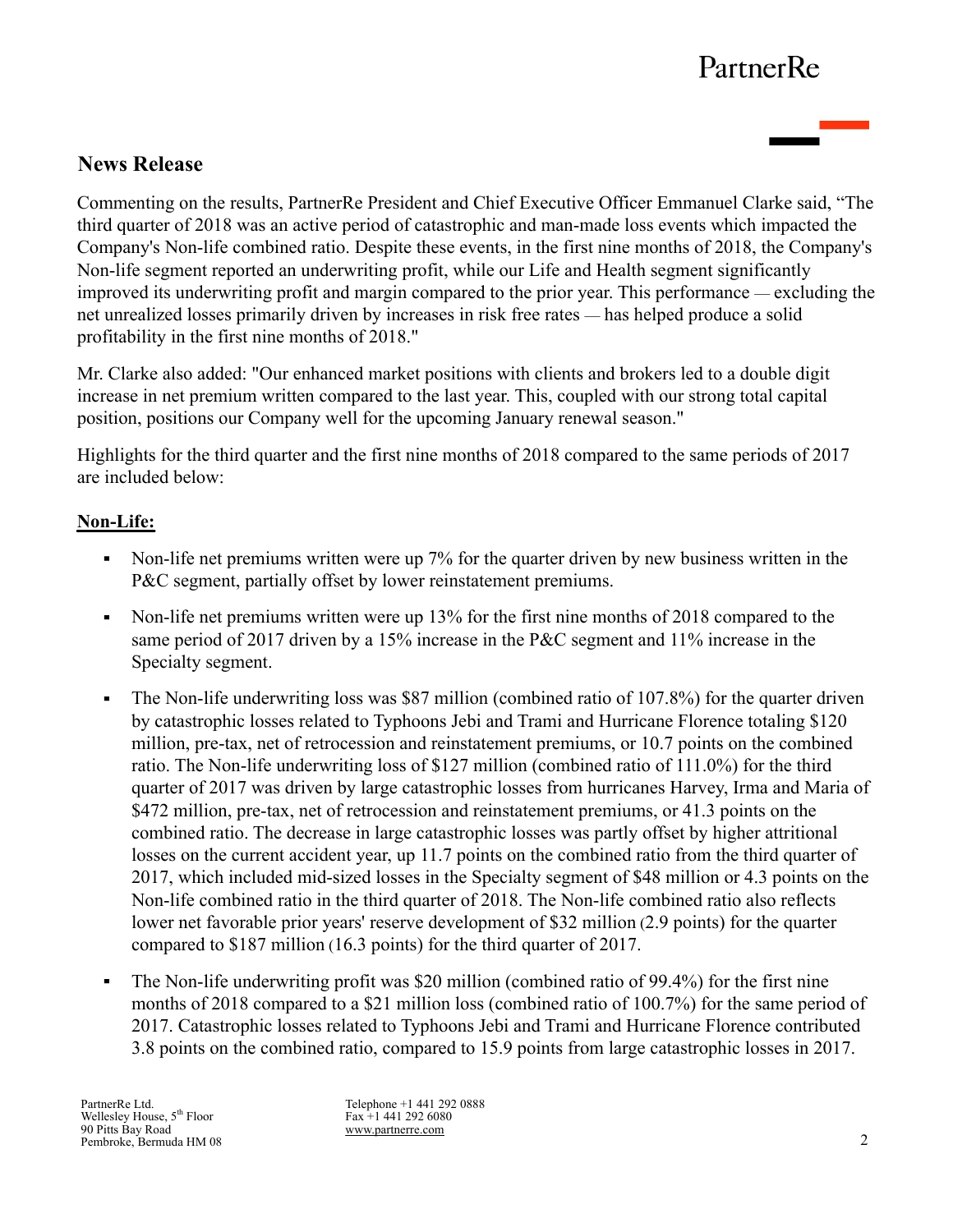## News Release

Commenting on the results, PartnerRe President and Chief Executive Officer Emmanuel Clarke said, "The third quarter of 2018 was an active period of catastrophic and man-made loss events which impacted the Company's Non-life combined ratio. Despite these events, in the first nine months of 2018, the Company's Non-life segment reported an underwriting profit, while our Life and Health segment significantly improved its underwriting profit and margin compared to the prior year. This performance — excluding the net unrealized losses primarily driven by increases in risk free rates — has helped produce a solid profitability in the first nine months of 2018."

Mr. Clarke also added: "Our enhanced market positions with clients and brokers led to a double digit increase in net premium written compared to the last year. This, coupled with our strong total capital position, positions our Company well for the upcoming January renewal season."

Highlights for the third quarter and the first nine months of 2018 compared to the same periods of 2017 are included below:

**Non-Life:**

- Non-life net premiums written were up 7% for the quarter driven by new business written in the P&C segment, partially offset by lower reinstatement premiums.
- Non-life net premiums written were up 13% for the first nine months of 2018 compared to the same period of 2017 driven by a 15% increase in the P&C segment and 11% increase in the Specialty segment.
- The Non-life underwriting loss was $87 million (combined ratio of 107.8%) for the quarter driven by catastrophic losses related to Typhoons Jebi and Trami and Hurricane Florence totaling $120 million, pre-tax, net of retrocession and reinstatement premiums, or 10.7 points on the combined ratio. The Non-life underwriting loss of $127 million (combined ratio of 111.0%) for the third quarter of 2017 was driven by large catastrophic losses from hurricanes Harvey, Irma and Maria of $472 million, pre-tax, net of retrocession and reinstatement premiums, or 41.3 points on the combined ratio. The decrease in large catastrophic losses was partly offset by higher attritional losses on the current accident year, up 11.7 points on the combined ratio from the third quarter of 2017, which included mid-sized losses in the Specialty segment of $48 million or 4.3 points on the Non-life combined ratio in the third quarter of 2018. The Non-life combined ratio also reflects lower net favorable prior years' reserve development of $32 million (2.9 points) for the quarter compared to $187 million (16.3 points) for the third quarter of 2017.
- The Non-life underwriting profit was $20 million (combined ratio of 99.4%) for the first nine months of 2018 compared to a $21 million loss (combined ratio of 100.7%) for the same period of 2017. Catastrophic losses related to Typhoons Jebi and Trami and Hurricane Florence contributed 3.8 points on the combined ratio, compared to 15.9 points from large catastrophic losses in 2017.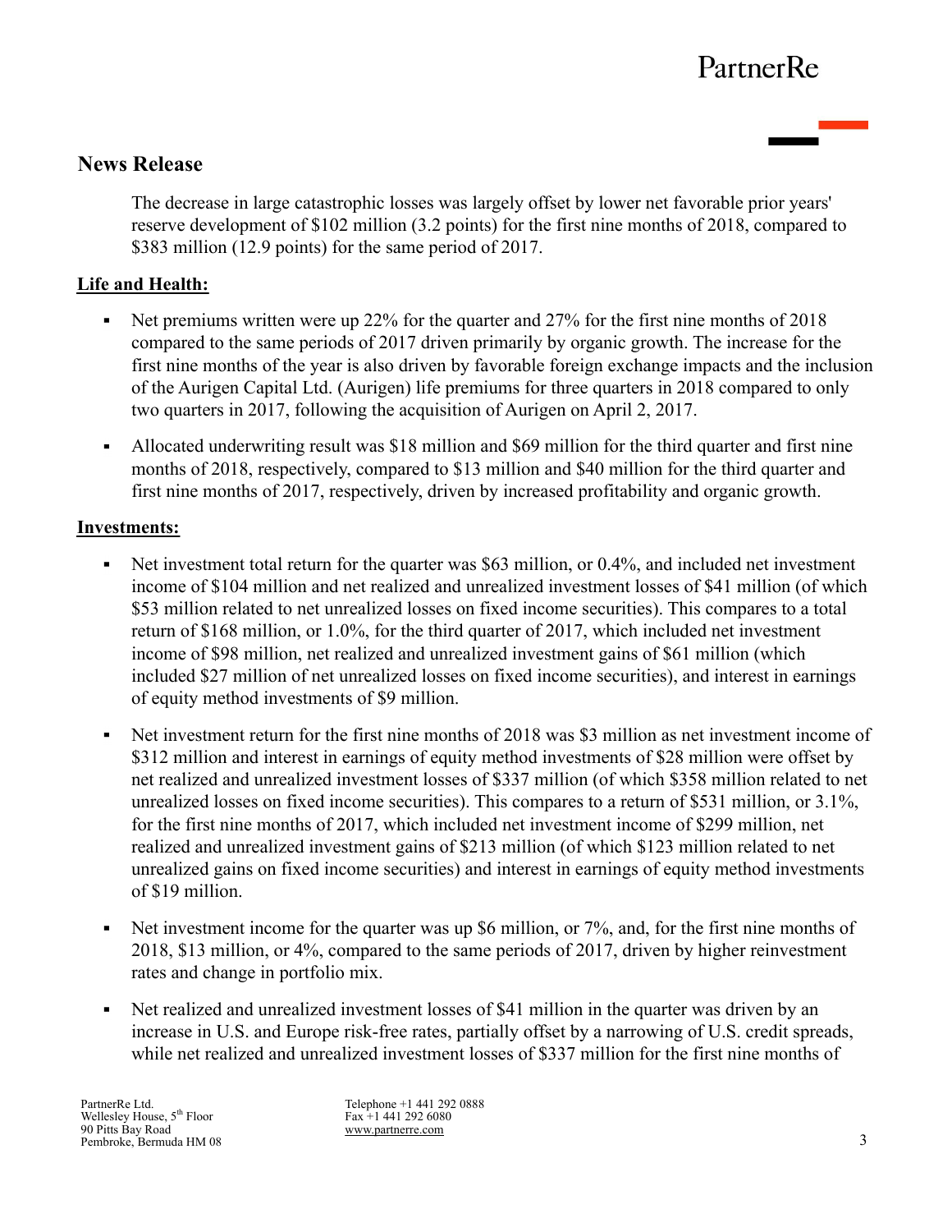## News Release

The decrease in large catastrophic losses was largely offset by lower net favorable prior years' reserve development of $102 million (3.2 points) for the first nine months of 2018, compared to $383 million (12.9 points) for the same period of 2017.

**Life and Health:**

- Net premiums written were up 22% for the quarter and 27% for the first nine months of 2018 compared to the same periods of 2017 driven primarily by organic growth. The increase for the first nine months of the year is also driven by favorable foreign exchange impacts and the inclusion of the Aurigen Capital Ltd. (Aurigen) life premiums for three quarters in 2018 compared to only two quarters in 2017, following the acquisition of Aurigen on April 2, 2017.

- Allocated underwriting result was $18 million and $69 million for the third quarter and first nine months of 2018, respectively, compared to $13 million and $40 million for the third quarter and first nine months of 2017, respectively, driven by increased profitability and organic growth.

**Investments:**

- Net investment total return for the quarter was $63 million, or 0.4%, and included net investment income of $104 million and net realized and unrealized investment losses of $41 million (of which $53 million related to net unrealized losses on fixed income securities). This compares to a total return of $168 million, or 1.0%, for the third quarter of 2017, which included net investment income of $98 million, net realized and unrealized investment gains of $61 million (which included $27 million of net unrealized losses on fixed income securities), and interest in earnings of equity method investments of $9 million.

- Net investment return for the first nine months of 2018 was $3 million as net investment income of $312 million and interest in earnings of equity method investments of $28 million were offset by net realized and unrealized investment losses of $337 million (of which $358 million related to net unrealized losses on fixed income securities). This compares to a return of $531 million, or 3.1%, for the first nine months of 2017, which included net investment income of $299 million, net realized and unrealized investment gains of $213 million (of which $123 million related to net unrealized gains on fixed income securities) and interest in earnings of equity method investments of $19 million.

- Net investment income for the quarter was up $6 million, or 7%, and, for the first nine months of 2018, $13 million, or 4%, compared to the same periods of 2017, driven by higher reinvestment rates and change in portfolio mix.

- Net realized and unrealized investment losses of $41 million in the quarter was driven by an increase in U.S. and Europe risk-free rates, partially offset by a narrowing of U.S. credit spreads, while net realized and unrealized investment losses of $337 million for the first nine months of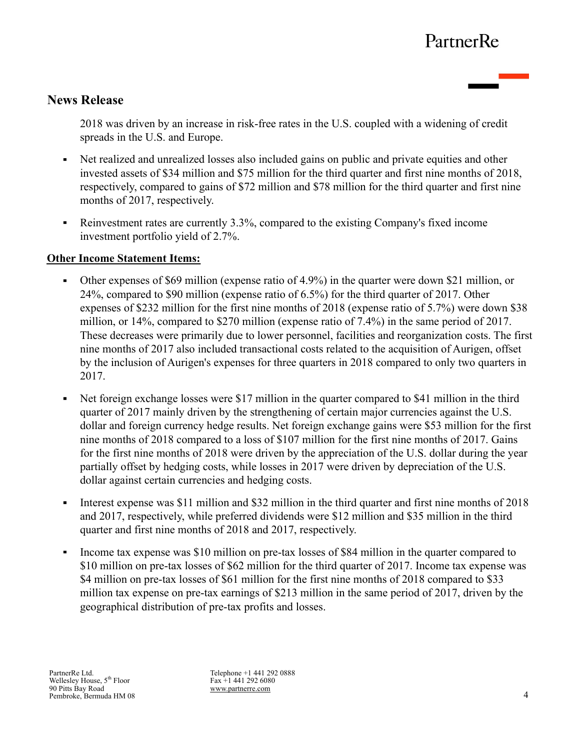## News Release

2018 was driven by an increase in risk-free rates in the U.S. coupled with a widening of credit spreads in the U.S. and Europe.

- Net realized and unrealized losses also included gains on public and private equities and other invested assets of $34 million and $75 million for the third quarter and first nine months of 2018, respectively, compared to gains of $72 million and $78 million for the third quarter and first nine months of 2017, respectively.
- Reinvestment rates are currently 3.3%, compared to the existing Company's fixed income investment portfolio yield of 2.7%.

**Other Income Statement Items:**

- Other expenses of $69 million (expense ratio of 4.9%) in the quarter were down $21 million, or 24%, compared to $90 million (expense ratio of 6.5%) for the third quarter of 2017. Other expenses of $232 million for the first nine months of 2018 (expense ratio of 5.7%) were down $38 million, or 14%, compared to $270 million (expense ratio of 7.4%) in the same period of 2017. These decreases were primarily due to lower personnel, facilities and reorganization costs. The first nine months of 2017 also included transactional costs related to the acquisition of Aurigen, offset by the inclusion of Aurigen's expenses for three quarters in 2018 compared to only two quarters in 2017.
- Net foreign exchange losses were $17 million in the quarter compared to $41 million in the third quarter of 2017 mainly driven by the strengthening of certain major currencies against the U.S. dollar and foreign currency hedge results. Net foreign exchange gains were $53 million for the first nine months of 2018 compared to a loss of $107 million for the first nine months of 2017. Gains for the first nine months of 2018 were driven by the appreciation of the U.S. dollar during the year partially offset by hedging costs, while losses in 2017 were driven by depreciation of the U.S. dollar against certain currencies and hedging costs.
- Interest expense was $11 million and $32 million in the third quarter and first nine months of 2018 and 2017, respectively, while preferred dividends were $12 million and $35 million in the third quarter and first nine months of 2018 and 2017, respectively.
- Income tax expense was $10 million on pre-tax losses of $84 million in the quarter compared to $10 million on pre-tax losses of $62 million for the third quarter of 2017. Income tax expense was $4 million on pre-tax losses of $61 million for the first nine months of 2018 compared to $33 million tax expense on pre-tax earnings of $213 million in the same period of 2017, driven by the geographical distribution of pre-tax profits and losses.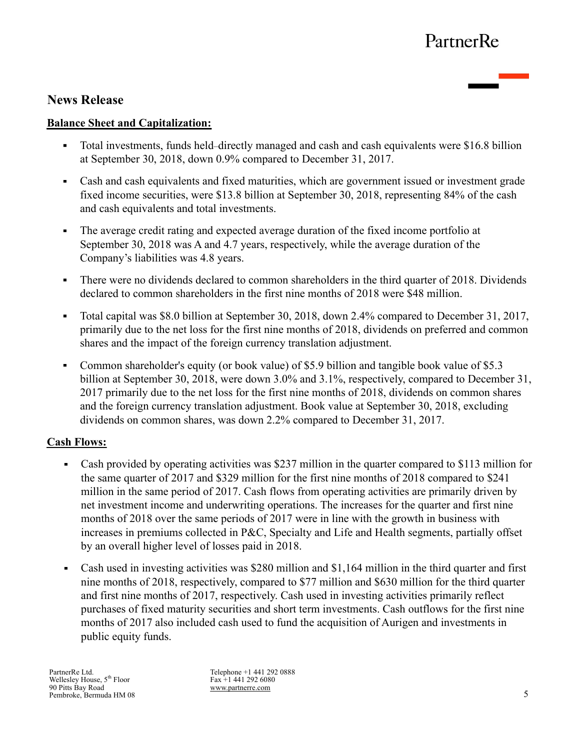## News Release

**Balance Sheet and Capitalization:**

- Total investments, funds held–directly managed and cash and cash equivalents were $16.8 billion at September 30, 2018, down 0.9% compared to December 31, 2017.
- Cash and cash equivalents and fixed maturities, which are government issued or investment grade fixed income securities, were $13.8 billion at September 30, 2018, representing 84% of the cash and cash equivalents and total investments.
- The average credit rating and expected average duration of the fixed income portfolio at September 30, 2018 was A and 4.7 years, respectively, while the average duration of the Company's liabilities was 4.8 years.
- There were no dividends declared to common shareholders in the third quarter of 2018. Dividends declared to common shareholders in the first nine months of 2018 were $48 million.
- Total capital was $8.0 billion at September 30, 2018, down 2.4% compared to December 31, 2017, primarily due to the net loss for the first nine months of 2018, dividends on preferred and common shares and the impact of the foreign currency translation adjustment.
- Common shareholder's equity (or book value) of $5.9 billion and tangible book value of $5.3 billion at September 30, 2018, were down 3.0% and 3.1%, respectively, compared to December 31, 2017 primarily due to the net loss for the first nine months of 2018, dividends on common shares and the foreign currency translation adjustment. Book value at September 30, 2018, excluding dividends on common shares, was down 2.2% compared to December 31, 2017.

**Cash Flows:**

- Cash provided by operating activities was $237 million in the quarter compared to $113 million for the same quarter of 2017 and $329 million for the first nine months of 2018 compared to $241 million in the same period of 2017. Cash flows from operating activities are primarily driven by net investment income and underwriting operations. The increases for the quarter and first nine months of 2018 over the same periods of 2017 were in line with the growth in business with increases in premiums collected in P&C, Specialty and Life and Health segments, partially offset by an overall higher level of losses paid in 2018.
- Cash used in investing activities was $280 million and $1,164 million in the third quarter and first nine months of 2018, respectively, compared to $77 million and $630 million for the third quarter and first nine months of 2017, respectively. Cash used in investing activities primarily reflect purchases of fixed maturity securities and short term investments. Cash outflows for the first nine months of 2017 also included cash used to fund the acquisition of Aurigen and investments in public equity funds.

PartnerRe Ltd.
Wellesley House, 5th Floor
90 Pitts Bay Road
Pembroke, Bermuda HM 08

Telephone +1 441 292 0888
Fax +1 441 292 6080
www.partnerre.com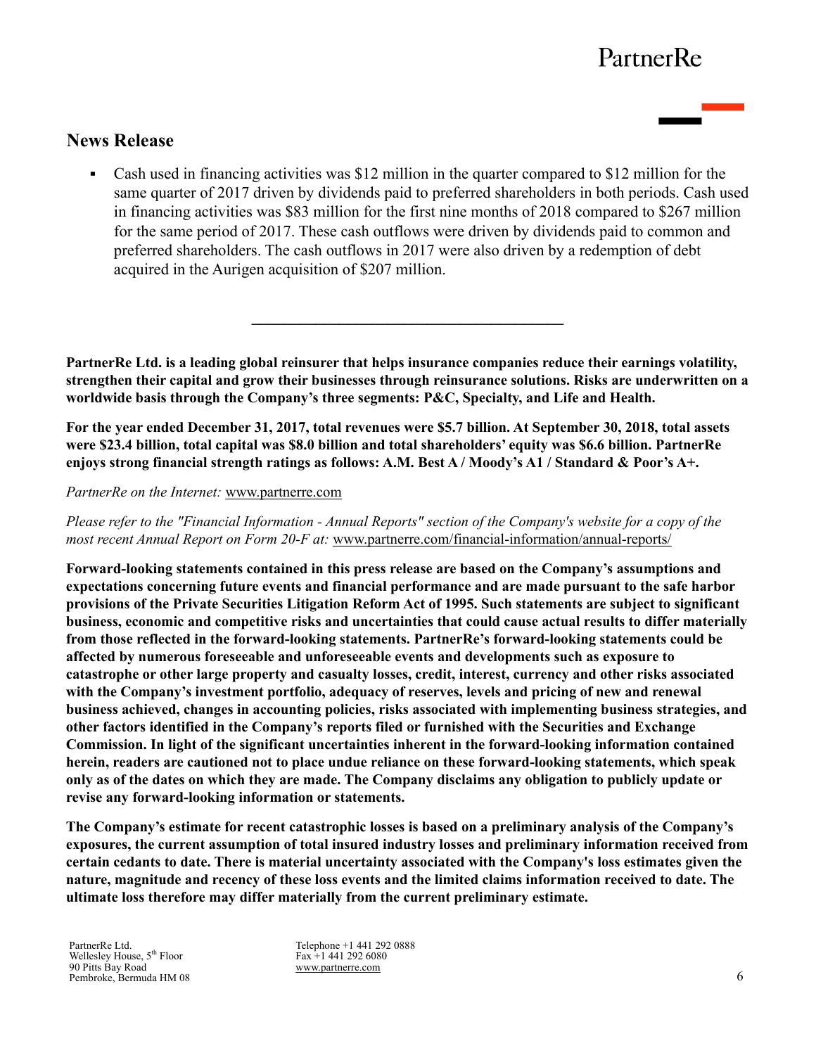## News Release

- Cash used in financing activities was $12 million in the quarter compared to $12 million for the same quarter of 2017 driven by dividends paid to preferred shareholders in both periods. Cash used in financing activities was $83 million for the first nine months of 2018 compared to $267 million for the same period of 2017. These cash outflows were driven by dividends paid to common and preferred shareholders. The cash outflows in 2017 were also driven by a redemption of debt acquired in the Aurigen acquisition of $207 million.

---

**PartnerRe Ltd. is a leading global reinsurer that helps insurance companies reduce their earnings volatility, strengthen their capital and grow their businesses through reinsurance solutions. Risks are underwritten on a worldwide basis through the Company's three segments: P&C, Specialty, and Life and Health.**

**For the year ended December 31, 2017, total revenues were $5.7 billion. At September 30, 2018, total assets were $23.4 billion, total capital was $8.0 billion and total shareholders' equity was $6.6 billion. PartnerRe enjoys strong financial strength ratings as follows: A.M. Best A / Moody's A1 / Standard & Poor's A+.**

*PartnerRe on the Internet:* www.partnerre.com

*Please refer to the "Financial Information - Annual Reports" section of the Company's website for a copy of the most recent Annual Report on Form 20-F at:* www.partnerre.com/financial-information/annual-reports/

**Forward-looking statements contained in this press release are based on the Company's assumptions and expectations concerning future events and financial performance and are made pursuant to the safe harbor provisions of the Private Securities Litigation Reform Act of 1995. Such statements are subject to significant business, economic and competitive risks and uncertainties that could cause actual results to differ materially from those reflected in the forward-looking statements. PartnerRe's forward-looking statements could be affected by numerous foreseeable and unforeseeable events and developments such as exposure to catastrophe or other large property and casualty losses, credit, interest, currency and other risks associated with the Company's investment portfolio, adequacy of reserves, levels and pricing of new and renewal business achieved, changes in accounting policies, risks associated with implementing business strategies, and other factors identified in the Company's reports filed or furnished with the Securities and Exchange Commission. In light of the significant uncertainties inherent in the forward-looking information contained herein, readers are cautioned not to place undue reliance on these forward-looking statements, which speak only as of the dates on which they are made. The Company disclaims any obligation to publicly update or revise any forward-looking information or statements.**

**The Company's estimate for recent catastrophic losses is based on a preliminary analysis of the Company's exposures, the current assumption of total insured industry losses and preliminary information received from certain cedants to date. There is material uncertainty associated with the Company's loss estimates given the nature, magnitude and recency of these loss events and the limited claims information received to date. The ultimate loss therefore may differ materially from the current preliminary estimate.**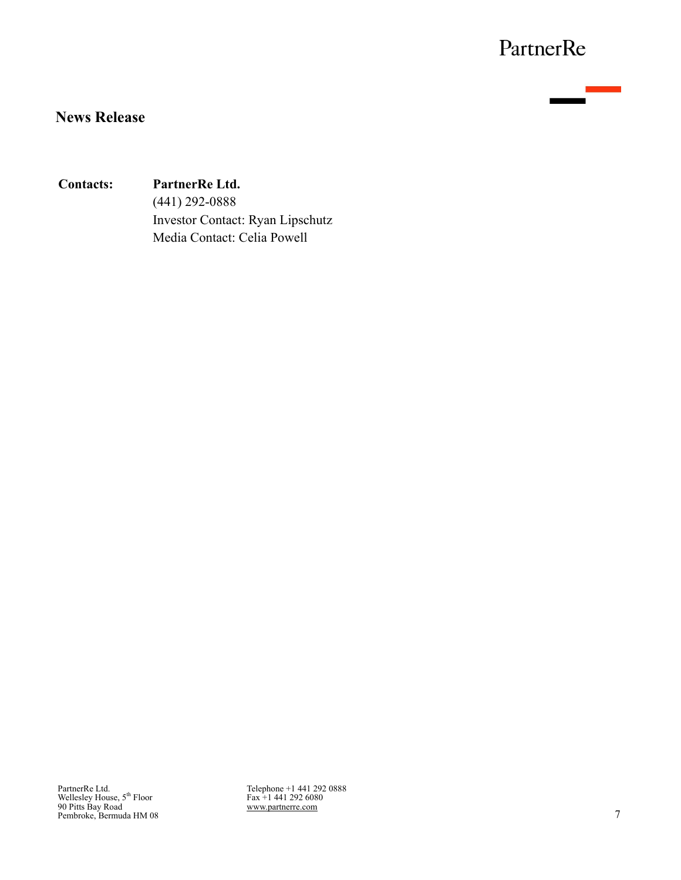PartnerRe

## News Release

**Contacts:** **PartnerRe Ltd.**
(441) 292-0888
Investor Contact: Ryan Lipschutz
Media Contact: Celia Powell

PartnerRe Ltd.
Wellesley House, 5th Floor
90 Pitts Bay Road
Pembroke, Bermuda HM 08

Telephone +1 441 292 0888
Fax +1 441 292 6080
www.partnerre.com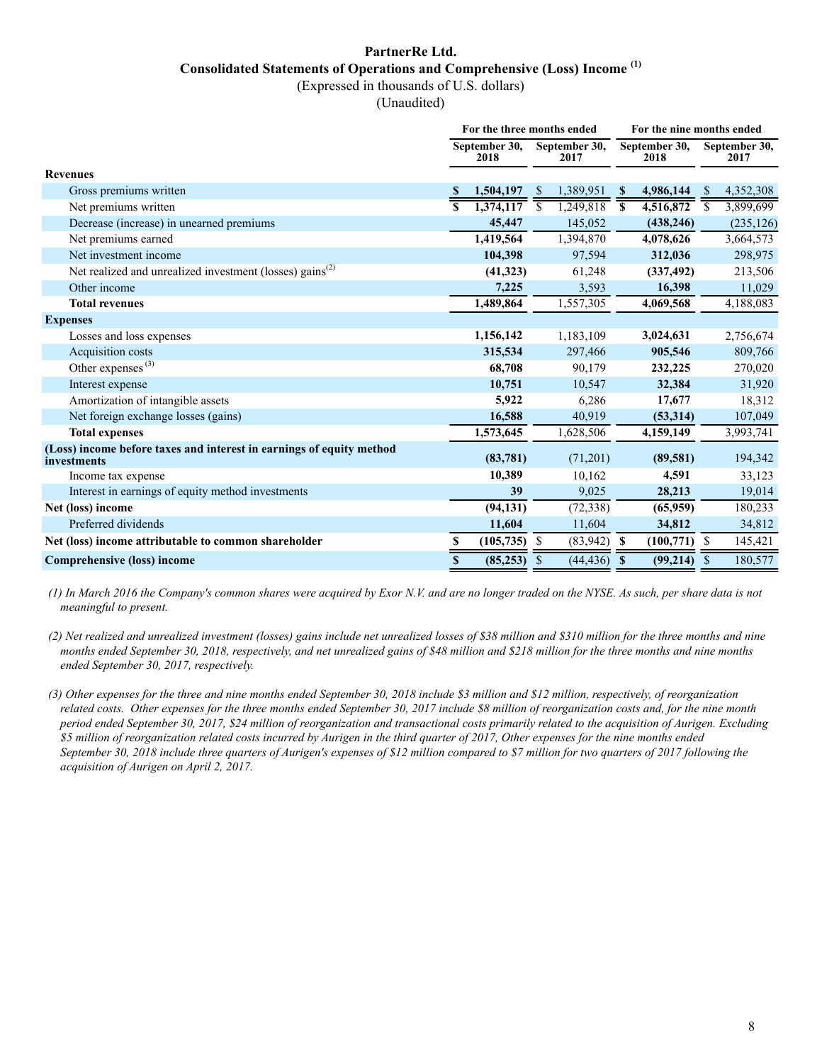# PartnerRe Ltd.

## Consolidated Statements of Operations and Comprehensive (Loss) Income [(1)]

(Expressed in thousands of U.S. dollars)

(Unaudited)

| | For the three months ended | | For the nine months ended | |
|---|---|---|---|---|
| | September 30, 2018 | September 30, 2017 | September 30, 2018 | September 30, 2017 |
| **Revenues** | | | | |
| Gross premiums written | **$ 1,504,197** | $ 1,389,951 | **$ 4,986,144** | $ 4,352,308 |
| Net premiums written | **$ 1,374,117** | $ 1,249,818 | **$ 4,516,872** | $ 3,899,699 |
| Decrease (increase) in unearned premiums | **45,447** | 145,052 | **(438,246)** | (235,126) |
| Net premiums earned | **1,419,564** | 1,394,870 | **4,078,626** | 3,664,573 |
| Net investment income | **104,398** | 97,594 | **312,036** | 298,975 |
| Net realized and unrealized investment (losses) gains[(2)] | **(41,323)** | 61,248 | **(337,492)** | 213,506 |
| Other income | **7,225** | 3,593 | **16,398** | 11,029 |
| **Total revenues** | **1,489,864** | 1,557,305 | **4,069,568** | 4,188,083 |
| **Expenses** | | | | |
| Losses and loss expenses | **1,156,142** | 1,183,109 | **3,024,631** | 2,756,674 |
| Acquisition costs | **315,534** | 297,466 | **905,546** | 809,766 |
| Other expenses [(3)] | **68,708** | 90,179 | **232,225** | 270,020 |
| Interest expense | **10,751** | 10,547 | **32,384** | 31,920 |
| Amortization of intangible assets | **5,922** | 6,286 | **17,677** | 18,312 |
| Net foreign exchange losses (gains) | **16,588** | 40,919 | **(53,314)** | 107,049 |
| **Total expenses** | **1,573,645** | 1,628,506 | **4,159,149** | 3,993,741 |
| **(Loss) income before taxes and interest in earnings of equity method investments** | **(83,781)** | (71,201) | **(89,581)** | 194,342 |
| Income tax expense | **10,389** | 10,162 | **4,591** | 33,123 |
| Interest in earnings of equity method investments | **39** | 9,025 | **28,213** | 19,014 |
| **Net (loss) income** | **(94,131)** | (72,338) | **(65,959)** | 180,233 |
| Preferred dividends | **11,604** | 11,604 | **34,812** | 34,812 |
| **Net (loss) income attributable to common shareholder** | **$ (105,735)** | $ (83,942) | **$ (100,771)** | $ 145,421 |
| **Comprehensive (loss) income** | **$ (85,253)** | $ (44,436) | **$ (99,214)** | $ 180,577 |

*(1) In March 2016 the Company's common shares were acquired by Exor N.V. and are no longer traded on the NYSE. As such, per share data is not meaningful to present.*

*(2) Net realized and unrealized investment (losses) gains include net unrealized losses of $38 million and $310 million for the three months and nine months ended September 30, 2018, respectively, and net unrealized gains of $48 million and $218 million for the three months and nine months ended September 30, 2017, respectively.*

*(3) Other expenses for the three and nine months ended September 30, 2018 include $3 million and $12 million, respectively, of reorganization related costs. Other expenses for the three months ended September 30, 2017 include $8 million of reorganization costs and, for the nine month period ended September 30, 2017, $24 million of reorganization and transactional costs primarily related to the acquisition of Aurigen. Excluding $5 million of reorganization related costs incurred by Aurigen in the third quarter of 2017, Other expenses for the nine months ended September 30, 2018 include three quarters of Aurigen's expenses of $12 million compared to $7 million for two quarters of 2017 following the acquisition of Aurigen on April 2, 2017.*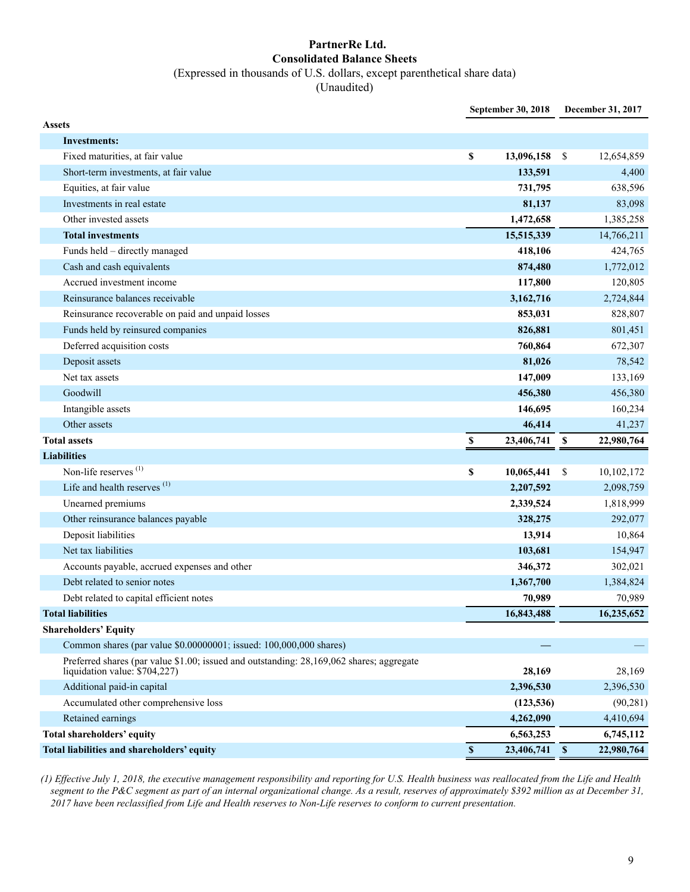# PartnerRe Ltd.
## Consolidated Balance Sheets
(Expressed in thousands of U.S. dollars, except parenthetical share data)
(Unaudited)

| | September 30, 2018 | December 31, 2017 |
|---|---|---|
| **Assets** | | |
| **Investments:** | | |
| Fixed maturities, at fair value | **$ 13,096,158** | $ 12,654,859 |
| Short-term investments, at fair value | **133,591** | 4,400 |
| Equities, at fair value | **731,795** | 638,596 |
| Investments in real estate | **81,137** | 83,098 |
| Other invested assets | **1,472,658** | 1,385,258 |
| **Total investments** | **15,515,339** | 14,766,211 |
| Funds held – directly managed | **418,106** | 424,765 |
| Cash and cash equivalents | **874,480** | 1,772,012 |
| Accrued investment income | **117,800** | 120,805 |
| Reinsurance balances receivable | **3,162,716** | 2,724,844 |
| Reinsurance recoverable on paid and unpaid losses | **853,031** | 828,807 |
| Funds held by reinsured companies | **826,881** | 801,451 |
| Deferred acquisition costs | **760,864** | 672,307 |
| Deposit assets | **81,026** | 78,542 |
| Net tax assets | **147,009** | 133,169 |
| Goodwill | **456,380** | 456,380 |
| Intangible assets | **146,695** | 160,234 |
| Other assets | **46,414** | 41,237 |
| **Total assets** | **$ 23,406,741** | **$ 22,980,764** |
| **Liabilities** | | |
| Non-life reserves [(1)] | **$ 10,065,441** | $ 10,102,172 |
| Life and health reserves [(1)] | **2,207,592** | 2,098,759 |
| Unearned premiums | **2,339,524** | 1,818,999 |
| Other reinsurance balances payable | **328,275** | 292,077 |
| Deposit liabilities | **13,914** | 10,864 |
| Net tax liabilities | **103,681** | 154,947 |
| Accounts payable, accrued expenses and other | **346,372** | 302,021 |
| Debt related to senior notes | **1,367,700** | 1,384,824 |
| Debt related to capital efficient notes | **70,989** | 70,989 |
| **Total liabilities** | **16,843,488** | **16,235,652** |
| **Shareholders' Equity** | | |
| Common shares (par value $0.00000001; issued: 100,000,000 shares) | **—** | — |
| Preferred shares (par value $1.00; issued and outstanding: 28,169,062 shares; aggregate liquidation value: $704,227) | **28,169** | 28,169 |
| Additional paid-in capital | **2,396,530** | 2,396,530 |
| Accumulated other comprehensive loss | **(123,536)** | (90,281) |
| Retained earnings | **4,262,090** | 4,410,694 |
| **Total shareholders' equity** | **6,563,253** | **6,745,112** |
| **Total liabilities and shareholders' equity** | **$ 23,406,741** | **$ 22,980,764** |

*(1) Effective July 1, 2018, the executive management responsibility and reporting for U.S. Health business was reallocated from the Life and Health segment to the P&C segment as part of an internal organizational change. As a result, reserves of approximately $392 million as at December 31, 2017 have been reclassified from Life and Health reserves to Non-Life reserves to conform to current presentation.*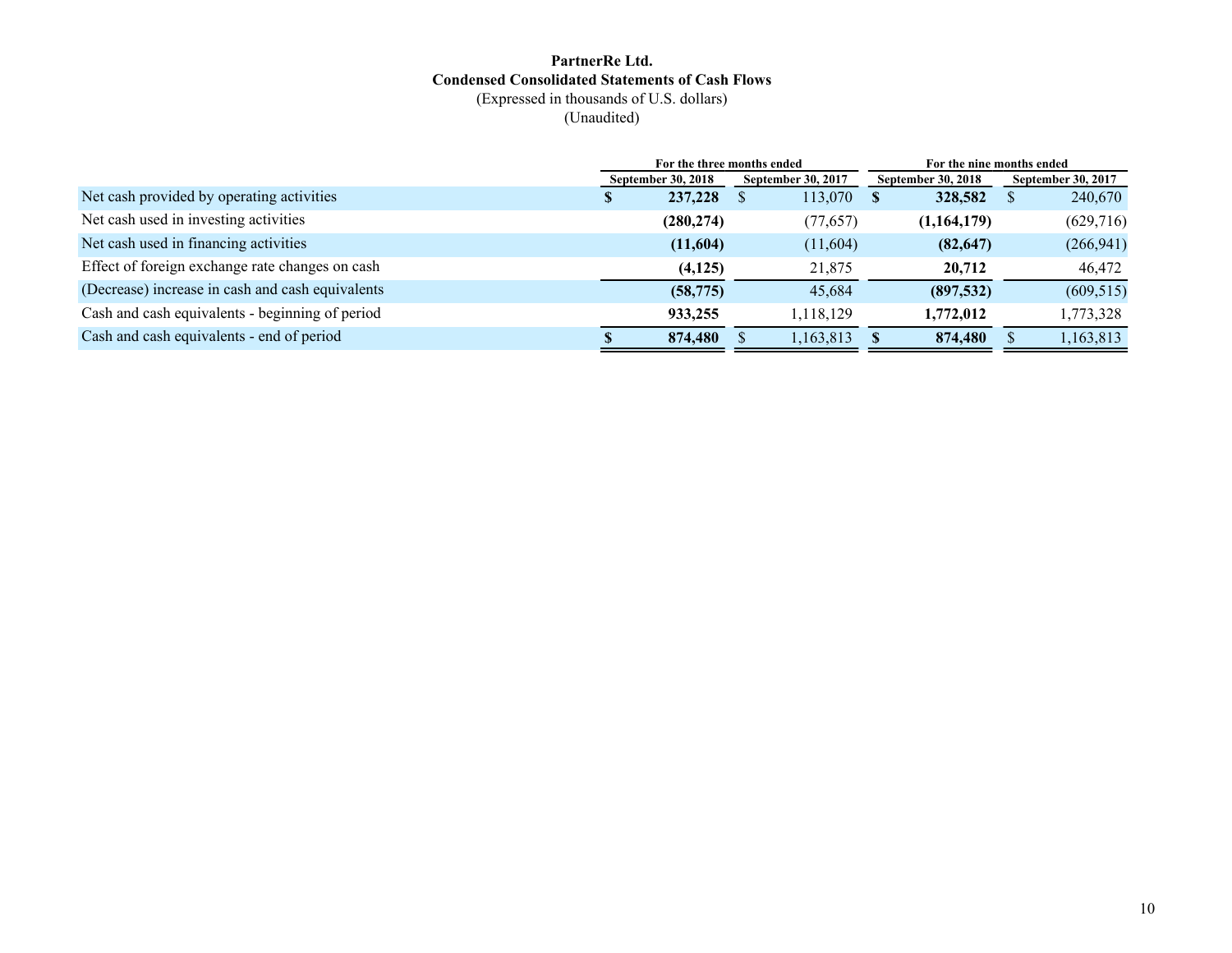**PartnerRe Ltd.**
**Condensed Consolidated Statements of Cash Flows**
(Expressed in thousands of U.S. dollars)
(Unaudited)

| | For the three months ended | | For the nine months ended | |
|---|---|---|---|---|
| | September 30, 2018 | September 30, 2017 | September 30, 2018 | September 30, 2017 |
| Net cash provided by operating activities | **$ 237,228** | $ 113,070 | **$ 328,582** | $ 240,670 |
| Net cash used in investing activities | **(280,274)** | (77,657) | **(1,164,179)** | (629,716) |
| Net cash used in financing activities | **(11,604)** | (11,604) | **(82,647)** | (266,941) |
| Effect of foreign exchange rate changes on cash | **(4,125)** | 21,875 | **20,712** | 46,472 |
| (Decrease) increase in cash and cash equivalents | **(58,775)** | 45,684 | **(897,532)** | (609,515) |
| Cash and cash equivalents - beginning of period | **933,255** | 1,118,129 | **1,772,012** | 1,773,328 |
| Cash and cash equivalents - end of period | **$ 874,480** | $ 1,163,813 | **$ 874,480** | $ 1,163,813 |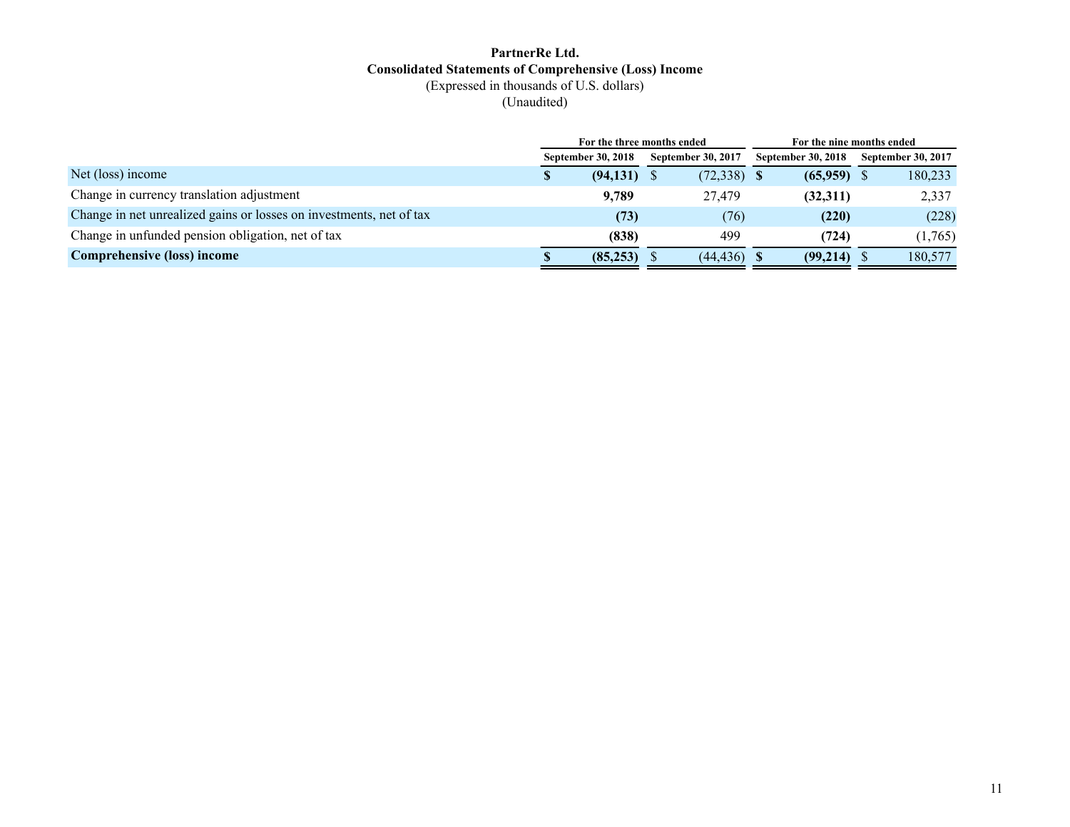**PartnerRe Ltd.**
**Consolidated Statements of Comprehensive (Loss) Income**
(Expressed in thousands of U.S. dollars)
(Unaudited)

| | For the three months ended | | For the nine months ended | |
|---|---|---|---|---|
| | **September 30, 2018** | **September 30, 2017** | **September 30, 2018** | **September 30, 2017** |
| Net (loss) income | **$ (94,131)** | $ (72,338) | **$ (65,959)** | $ 180,233 |
| Change in currency translation adjustment | **9,789** | 27,479 | **(32,311)** | 2,337 |
| Change in net unrealized gains or losses on investments, net of tax | **(73)** | (76) | **(220)** | (228) |
| Change in unfunded pension obligation, net of tax | **(838)** | 499 | **(724)** | (1,765) |
| **Comprehensive (loss) income** | **$ (85,253)** | $ (44,436) | **$ (99,214)** | $ 180,577 |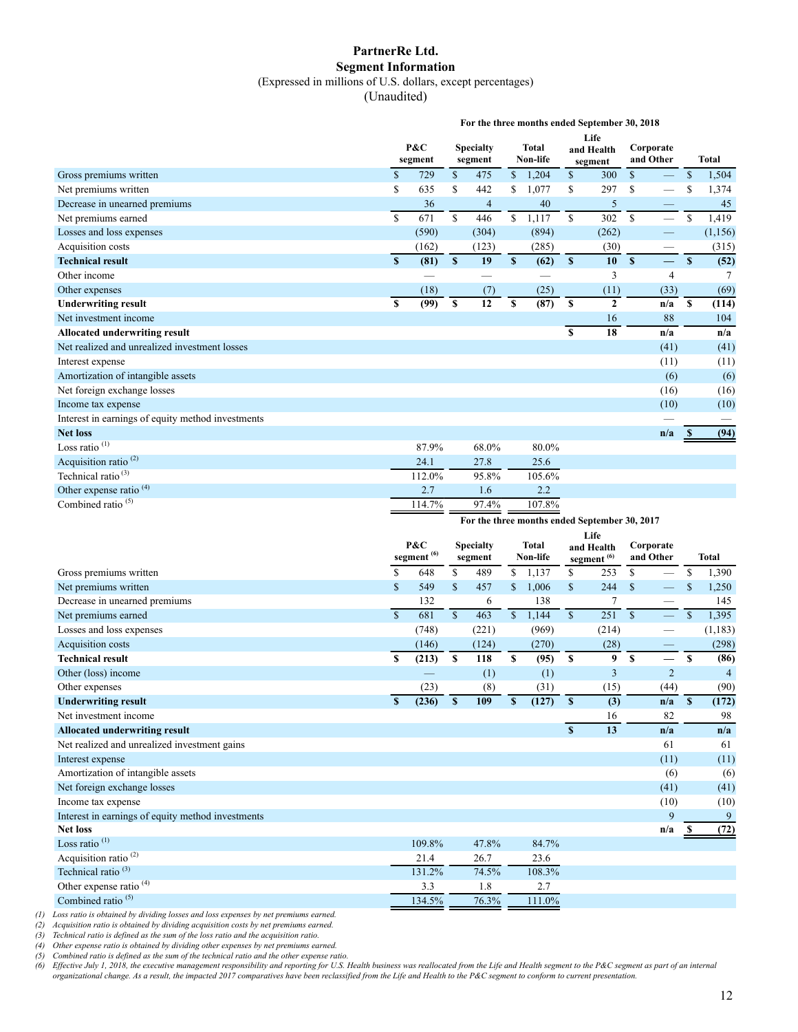# PartnerRe Ltd.

## Segment Information

(Expressed in millions of U.S. dollars, except percentages)

(Unaudited)

**For the three months ended September 30, 2018**

| | P&C segment | Specialty segment | Total Non-life | Life and Health segment | Corporate and Other | Total |
|---|---|---|---|---|---|---|
| Gross premiums written | $ 729 | $ 475 | $ 1,204 | $ 300 | $ — | $ 1,504 |
| Net premiums written | $ 635 | $ 442 | $ 1,077 | $ 297 | $ — | $ 1,374 |
| Decrease in unearned premiums | 36 | 4 | 40 | 5 | — | 45 |
| Net premiums earned | $ 671 | $ 446 | $ 1,117 | $ 302 | $ — | $ 1,419 |
| Losses and loss expenses | (590) | (304) | (894) | (262) | — | (1,156) |
| Acquisition costs | (162) | (123) | (285) | (30) | — | (315) |
| **Technical result** | **$ (81)** | **$ 19** | **$ (62)** | **$ 10** | **$ —** | **$ (52)** |
| Other income | — | — | — | 3 | 4 | 7 |
| Other expenses | (18) | (7) | (25) | (11) | (33) | (69) |
| **Underwriting result** | **$ (99)** | **$ 12** | **$ (87)** | **$ 2** | **n/a** | **$ (114)** |
| Net investment income | | | | 16 | 88 | 104 |
| **Allocated underwriting result** | | | | **$ 18** | **n/a** | **n/a** |
| Net realized and unrealized investment losses | | | | | (41) | (41) |
| Interest expense | | | | | (11) | (11) |
| Amortization of intangible assets | | | | | (6) | (6) |
| Net foreign exchange losses | | | | | (16) | (16) |
| Income tax expense | | | | | (10) | (10) |
| Interest in earnings of equity method investments | | | | | — | — |
| **Net loss** | | | | | **n/a** | **$ (94)** |
| Loss ratio [(1)] | 87.9% | 68.0% | 80.0% | | | |
| Acquisition ratio [(2)] | 24.1 | 27.8 | 25.6 | | | |
| Technical ratio [(3)] | 112.0% | 95.8% | 105.6% | | | |
| Other expense ratio [(4)] | 2.7 | 1.6 | 2.2 | | | |
| Combined ratio [(5)] | 114.7% | 97.4% | 107.8% | | | |

**For the three months ended September 30, 2017**

| | P&C segment [(6)] | Specialty segment | Total Non-life | Life and Health segment [(6)] | Corporate and Other | Total |
|---|---|---|---|---|---|---|
| Gross premiums written | $ 648 | $ 489 | $ 1,137 | $ 253 | $ — | $ 1,390 |
| Net premiums written | $ 549 | $ 457 | $ 1,006 | $ 244 | $ — | $ 1,250 |
| Decrease in unearned premiums | 132 | 6 | 138 | 7 | — | 145 |
| Net premiums earned | $ 681 | $ 463 | $ 1,144 | $ 251 | $ — | $ 1,395 |
| Losses and loss expenses | (748) | (221) | (969) | (214) | — | (1,183) |
| Acquisition costs | (146) | (124) | (270) | (28) | — | (298) |
| **Technical result** | **$ (213)** | **$ 118** | **$ (95)** | **$ 9** | **$ —** | **$ (86)** |
| Other (loss) income | — | (1) | (1) | 3 | 2 | 4 |
| Other expenses | (23) | (8) | (31) | (15) | (44) | (90) |
| **Underwriting result** | **$ (236)** | **$ 109** | **$ (127)** | **$ (3)** | **n/a** | **$ (172)** |
| Net investment income | | | | 16 | 82 | 98 |
| **Allocated underwriting result** | | | | **$ 13** | **n/a** | **n/a** |
| Net realized and unrealized investment gains | | | | | 61 | 61 |
| Interest expense | | | | | (11) | (11) |
| Amortization of intangible assets | | | | | (6) | (6) |
| Net foreign exchange losses | | | | | (41) | (41) |
| Income tax expense | | | | | (10) | (10) |
| Interest in earnings of equity method investments | | | | | 9 | 9 |
| **Net loss** | | | | | **n/a** | **$ (72)** |
| Loss ratio [(1)] | 109.8% | 47.8% | 84.7% | | | |
| Acquisition ratio [(2)] | 21.4 | 26.7 | 23.6 | | | |
| Technical ratio [(3)] | 131.2% | 74.5% | 108.3% | | | |
| Other expense ratio [(4)] | 3.3 | 1.8 | 2.7 | | | |
| Combined ratio [(5)] | 134.5% | 76.3% | 111.0% | | | |

*(1) Loss ratio is obtained by dividing losses and loss expenses by net premiums earned.*

*(2) Acquisition ratio is obtained by dividing acquisition costs by net premiums earned.*

*(3) Technical ratio is defined as the sum of the loss ratio and the acquisition ratio.*

*(4) Other expense ratio is obtained by dividing other expenses by net premiums earned.*

*(5) Combined ratio is defined as the sum of the technical ratio and the other expense ratio.*

*(6) Effective July 1, 2018, the executive management responsibility and reporting for U.S. Health business was reallocated from the Life and Health segment to the P&C segment as part of an internal organizational change. As a result, the impacted 2017 comparatives have been reclassified from the Life and Health to the P&C segment to conform to current presentation.*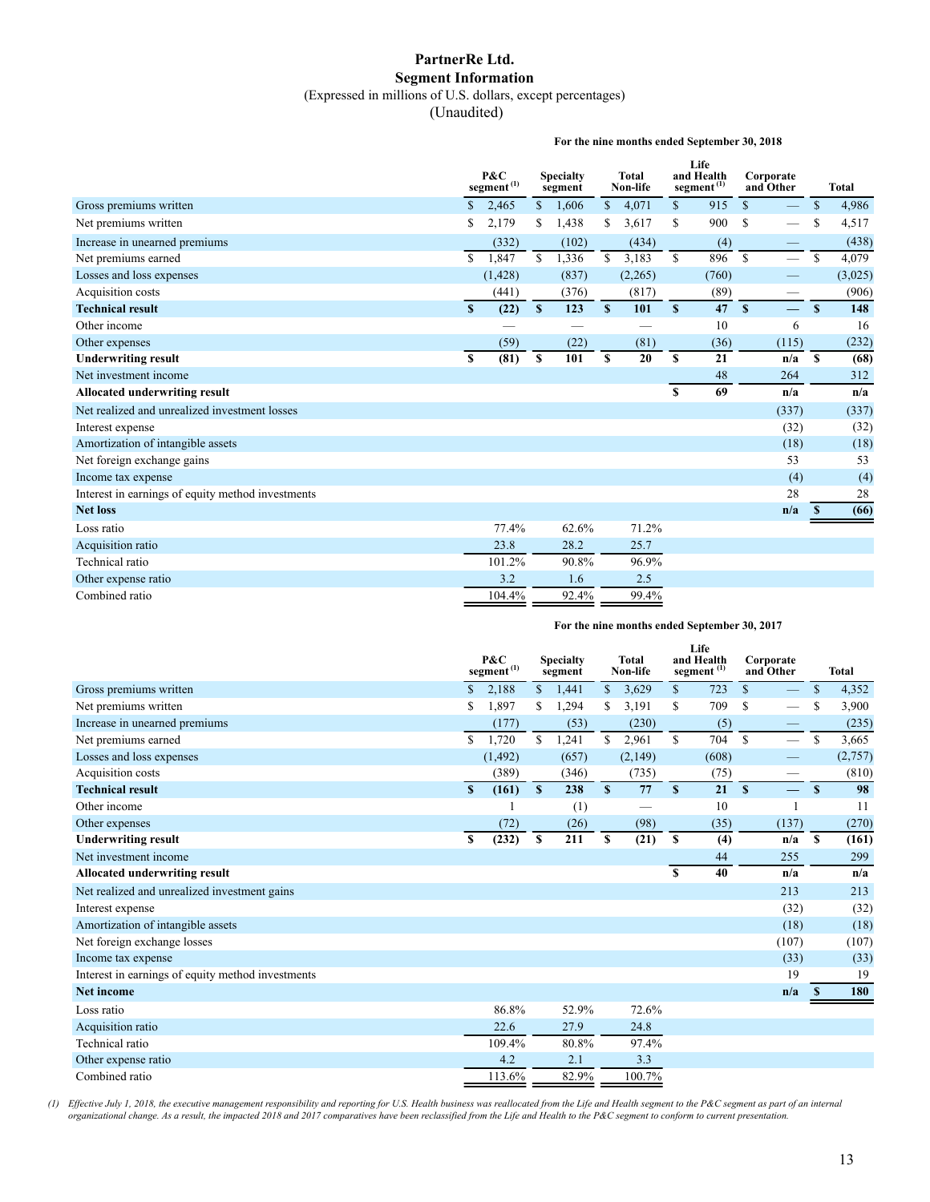# PartnerRe Ltd.
## Segment Information
(Expressed in millions of U.S. dollars, except percentages)
(Unaudited)

**For the nine months ended September 30, 2018**

| | P&C segment [(1)] | Specialty segment | Total Non-life | Life and Health segment [(1)] | Corporate and Other | Total |
|---|---|---|---|---|---|---|
| Gross premiums written | $ 2,465 | $ 1,606 | $ 4,071 | $ 915 | $ — | $ 4,986 |
| Net premiums written | $ 2,179 | $ 1,438 | $ 3,617 | $ 900 | $ — | $ 4,517 |
| Increase in unearned premiums | (332) | (102) | (434) | (4) | — | (438) |
| Net premiums earned | $ 1,847 | $ 1,336 | $ 3,183 | $ 896 | $ — | $ 4,079 |
| Losses and loss expenses | (1,428) | (837) | (2,265) | (760) | — | (3,025) |
| Acquisition costs | (441) | (376) | (817) | (89) | — | (906) |
| **Technical result** | **$ (22)** | **$ 123** | **$ 101** | **$ 47** | **$ —** | **$ 148** |
| Other income | — | — | — | 10 | 6 | 16 |
| Other expenses | (59) | (22) | (81) | (36) | (115) | (232) |
| **Underwriting result** | **$ (81)** | **$ 101** | **$ 20** | **$ 21** | **n/a** | **$ (68)** |
| Net investment income | | | | 48 | 264 | 312 |
| **Allocated underwriting result** | | | | **$ 69** | **n/a** | **n/a** |
| Net realized and unrealized investment losses | | | | | (337) | (337) |
| Interest expense | | | | | (32) | (32) |
| Amortization of intangible assets | | | | | (18) | (18) |
| Net foreign exchange gains | | | | | 53 | 53 |
| Income tax expense | | | | | (4) | (4) |
| Interest in earnings of equity method investments | | | | | 28 | 28 |
| **Net loss** | | | | | **n/a** | **$ (66)** |
| Loss ratio | 77.4% | 62.6% | 71.2% | | | |
| Acquisition ratio | 23.8 | 28.2 | 25.7 | | | |
| Technical ratio | 101.2% | 90.8% | 96.9% | | | |
| Other expense ratio | 3.2 | 1.6 | 2.5 | | | |
| Combined ratio | 104.4% | 92.4% | 99.4% | | | |

**For the nine months ended September 30, 2017**

| | P&C segment [(1)] | Specialty segment | Total Non-life | Life and Health segment [(1)] | Corporate and Other | Total |
|---|---|---|---|---|---|---|
| Gross premiums written | $ 2,188 | $ 1,441 | $ 3,629 | $ 723 | $ — | $ 4,352 |
| Net premiums written | $ 1,897 | $ 1,294 | $ 3,191 | $ 709 | $ — | $ 3,900 |
| Increase in unearned premiums | (177) | (53) | (230) | (5) | — | (235) |
| Net premiums earned | $ 1,720 | $ 1,241 | $ 2,961 | $ 704 | $ — | $ 3,665 |
| Losses and loss expenses | (1,492) | (657) | (2,149) | (608) | — | (2,757) |
| Acquisition costs | (389) | (346) | (735) | (75) | — | (810) |
| **Technical result** | **$ (161)** | **$ 238** | **$ 77** | **$ 21** | **$ —** | **$ 98** |
| Other income | 1 | (1) | — | 10 | 1 | 11 |
| Other expenses | (72) | (26) | (98) | (35) | (137) | (270) |
| **Underwriting result** | **$ (232)** | **$ 211** | **$ (21)** | **$ (4)** | **n/a** | **$ (161)** |
| Net investment income | | | | 44 | 255 | 299 |
| **Allocated underwriting result** | | | | **$ 40** | **n/a** | **n/a** |
| Net realized and unrealized investment gains | | | | | 213 | 213 |
| Interest expense | | | | | (32) | (32) |
| Amortization of intangible assets | | | | | (18) | (18) |
| Net foreign exchange losses | | | | | (107) | (107) |
| Income tax expense | | | | | (33) | (33) |
| Interest in earnings of equity method investments | | | | | 19 | 19 |
| **Net income** | | | | | **n/a** | **$ 180** |
| Loss ratio | 86.8% | 52.9% | 72.6% | | | |
| Acquisition ratio | 22.6 | 27.9 | 24.8 | | | |
| Technical ratio | 109.4% | 80.8% | 97.4% | | | |
| Other expense ratio | 4.2 | 2.1 | 3.3 | | | |
| Combined ratio | 113.6% | 82.9% | 100.7% | | | |

*(1) Effective July 1, 2018, the executive management responsibility and reporting for U.S. Health business was reallocated from the Life and Health segment to the P&C segment as part of an internal organizational change. As a result, the impacted 2018 and 2017 comparatives have been reclassified from the Life and Health to the P&C segment to conform to current presentation.*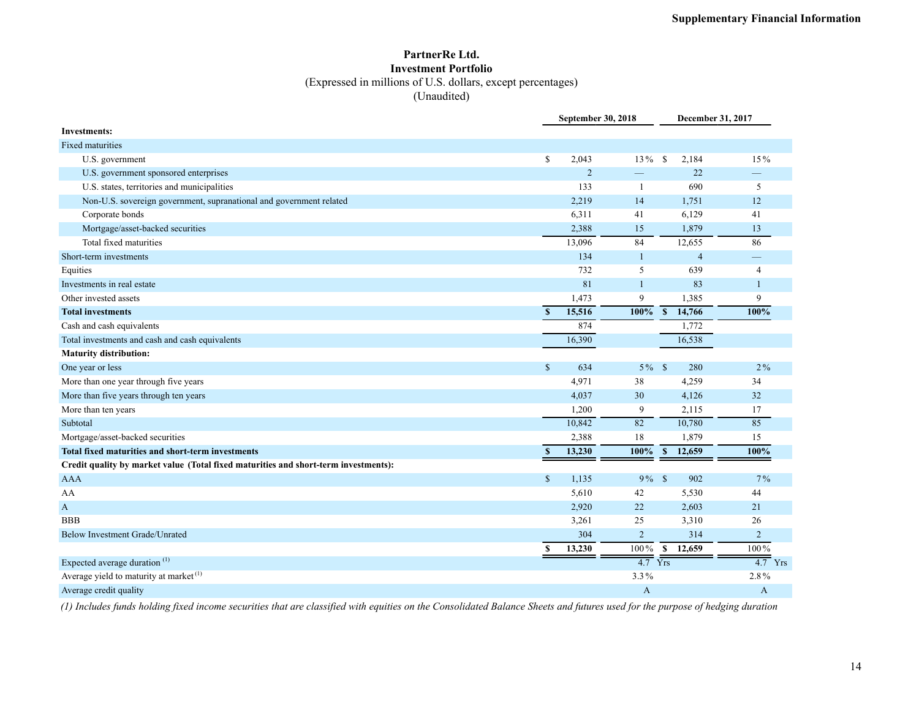# PartnerRe Ltd.
## Investment Portfolio
(Expressed in millions of U.S. dollars, except percentages)
(Unaudited)

| | September 30, 2018 | | December 31, 2017 | |
|---|---|---|---|---|
| **Investments:** | | | | |
| Fixed maturities | | | | |
| U.S. government | $ 2,043 | 13% | $ 2,184 | 15% |
| U.S. government sponsored enterprises | 2 | — | 22 | — |
| U.S. states, territories and municipalities | 133 | 1 | 690 | 5 |
| Non-U.S. sovereign government, supranational and government related | 2,219 | 14 | 1,751 | 12 |
| Corporate bonds | 6,311 | 41 | 6,129 | 41 |
| Mortgage/asset-backed securities | 2,388 | 15 | 1,879 | 13 |
| Total fixed maturities | 13,096 | 84 | 12,655 | 86 |
| Short-term investments | 134 | 1 | 4 | — |
| Equities | 732 | 5 | 639 | 4 |
| Investments in real estate | 81 | 1 | 83 | 1 |
| Other invested assets | 1,473 | 9 | 1,385 | 9 |
| **Total investments** | **$ 15,516** | **100%** | **$ 14,766** | **100%** |
| Cash and cash equivalents | 874 | | 1,772 | |
| Total investments and cash and cash equivalents | 16,390 | | 16,538 | |
| **Maturity distribution:** | | | | |
| One year or less | $ 634 | 5% | $ 280 | 2% |
| More than one year through five years | 4,971 | 38 | 4,259 | 34 |
| More than five years through ten years | 4,037 | 30 | 4,126 | 32 |
| More than ten years | 1,200 | 9 | 2,115 | 17 |
| Subtotal | 10,842 | 82 | 10,780 | 85 |
| Mortgage/asset-backed securities | 2,388 | 18 | 1,879 | 15 |
| **Total fixed maturities and short-term investments** | **$ 13,230** | **100%** | **$ 12,659** | **100%** |
| **Credit quality by market value (Total fixed maturities and short-term investments):** | | | | |
| AAA | $ 1,135 | 9% | $ 902 | 7% |
| AA | 5,610 | 42 | 5,530 | 44 |
| A | 2,920 | 22 | 2,603 | 21 |
| BBB | 3,261 | 25 | 3,310 | 26 |
| Below Investment Grade/Unrated | 304 | 2 | 314 | 2 |
| | **$ 13,230** | 100% | **$ 12,659** | 100% |
| Expected average duration [(1)] | | 4.7 Yrs | | 4.7 Yrs |
| Average yield to maturity at market [(1)] | | 3.3% | | 2.8% |
| Average credit quality | | A | | A |

*(1) Includes funds holding fixed income securities that are classified with equities on the Consolidated Balance Sheets and futures used for the purpose of hedging duration*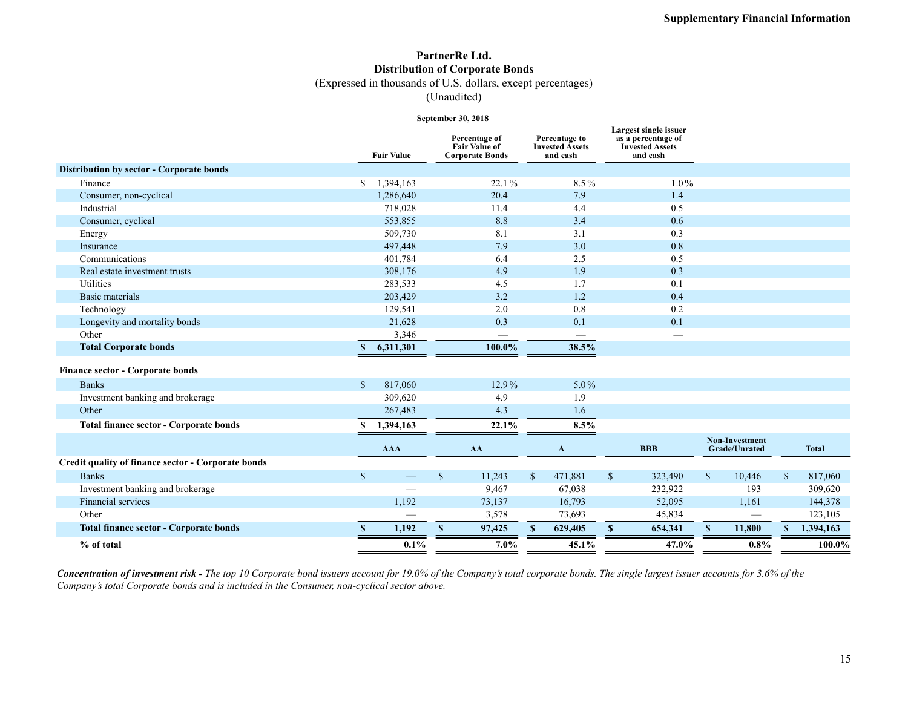## PartnerRe Ltd.
## Distribution of Corporate Bonds
(Expressed in thousands of U.S. dollars, except percentages)
(Unaudited)

**September 30, 2018**

| | Fair Value | Percentage of Fair Value of Corporate Bonds | Percentage to Invested Assets and cash | Largest single issuer as a percentage of Invested Assets and cash |
|---|---|---|---|---|
| **Distribution by sector - Corporate bonds** | | | | |
| Finance | $ 1,394,163 | 22.1% | 8.5% | 1.0% |
| Consumer, non-cyclical | 1,286,640 | 20.4 | 7.9 | 1.4 |
| Industrial | 718,028 | 11.4 | 4.4 | 0.5 |
| Consumer, cyclical | 553,855 | 8.8 | 3.4 | 0.6 |
| Energy | 509,730 | 8.1 | 3.1 | 0.3 |
| Insurance | 497,448 | 7.9 | 3.0 | 0.8 |
| Communications | 401,784 | 6.4 | 2.5 | 0.5 |
| Real estate investment trusts | 308,176 | 4.9 | 1.9 | 0.3 |
| Utilities | 283,533 | 4.5 | 1.7 | 0.1 |
| Basic materials | 203,429 | 3.2 | 1.2 | 0.4 |
| Technology | 129,541 | 2.0 | 0.8 | 0.2 |
| Longevity and mortality bonds | 21,628 | 0.3 | 0.1 | 0.1 |
| Other | 3,346 | — | — | — |
| **Total Corporate bonds** | **$ 6,311,301** | **100.0%** | **38.5%** | |
| **Finance sector - Corporate bonds** | | | | |
| Banks | $ 817,060 | 12.9% | 5.0% | |
| Investment banking and brokerage | 309,620 | 4.9 | 1.9 | |
| Other | 267,483 | 4.3 | 1.6 | |
| **Total finance sector - Corporate bonds** | **$ 1,394,163** | **22.1%** | **8.5%** | |

| | AAA | AA | A | BBB | Non-Investment Grade/Unrated | Total |
|---|---|---|---|---|---|---|
| **Credit quality of finance sector - Corporate bonds** | | | | | | |
| Banks | $ — | $ 11,243 | $ 471,881 | $ 323,490 | $ 10,446 | $ 817,060 |
| Investment banking and brokerage | — | 9,467 | 67,038 | 232,922 | 193 | 309,620 |
| Financial services | 1,192 | 73,137 | 16,793 | 52,095 | 1,161 | 144,378 |
| Other | — | 3,578 | 73,693 | 45,834 | — | 123,105 |
| **Total finance sector - Corporate bonds** | **$ 1,192** | **$ 97,425** | **$ 629,405** | **$ 654,341** | **$ 11,800** | **$ 1,394,163** |
| **% of total** | **0.1%** | **7.0%** | **45.1%** | **47.0%** | **0.8%** | **100.0%** |

***Concentration of investment risk -*** *The top 10 Corporate bond issuers account for 19.0% of the Company's total corporate bonds. The single largest issuer accounts for 3.6% of the Company's total Corporate bonds and is included in the Consumer, non-cyclical sector above.*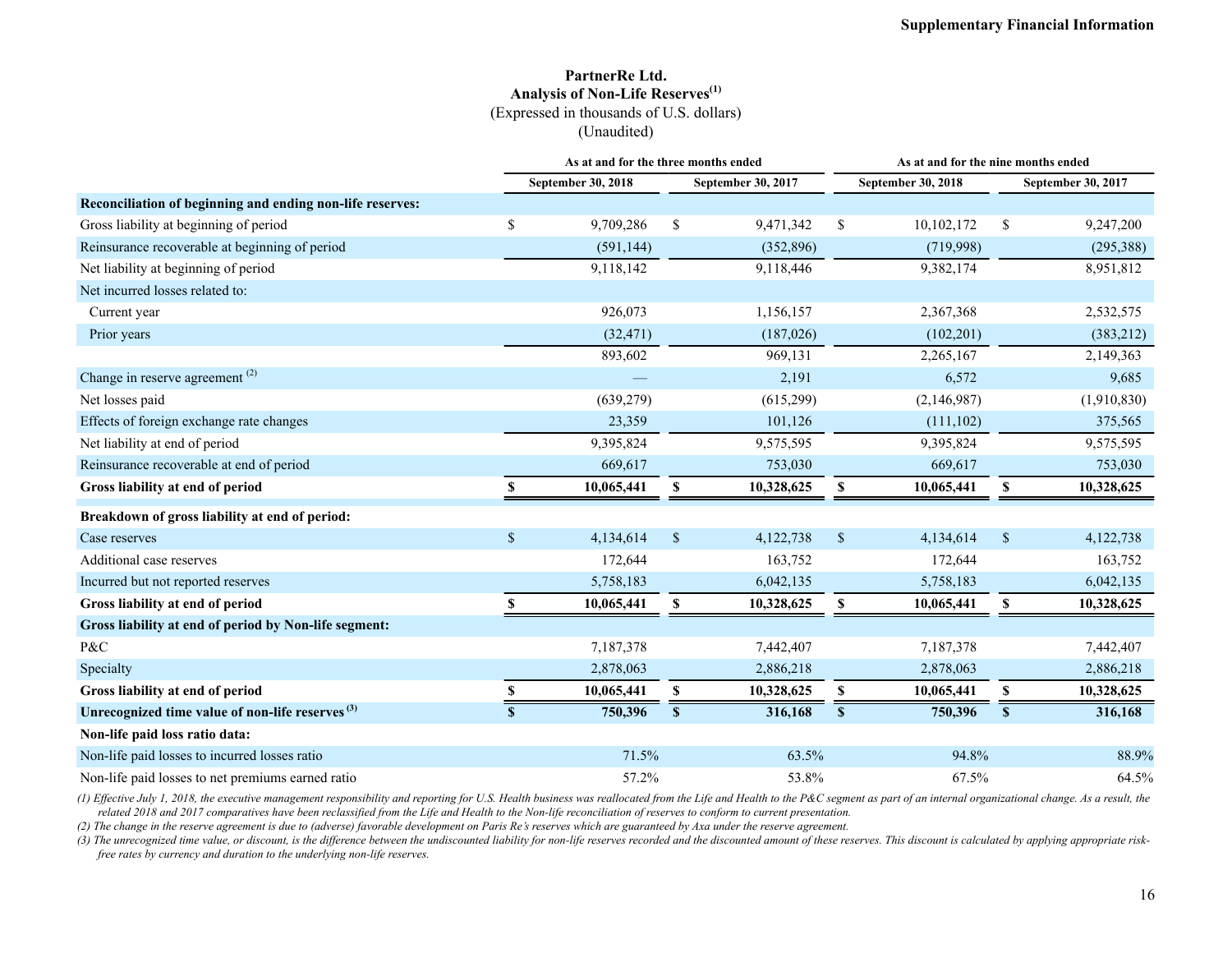# PartnerRe Ltd.
## Analysis of Non-Life Reserves[1]
(Expressed in thousands of U.S. dollars)
(Unaudited)

| | As at and for the three months ended | | As at and for the nine months ended | |
|---|---|---|---|---|
| | September 30, 2018 | September 30, 2017 | September 30, 2018 | September 30, 2017 |
| **Reconciliation of beginning and ending non-life reserves:** | | | | |
| Gross liability at beginning of period | $ 9,709,286 | $ 9,471,342 | $ 10,102,172 | $ 9,247,200 |
| Reinsurance recoverable at beginning of period | (591,144) | (352,896) | (719,998) | (295,388) |
| Net liability at beginning of period | 9,118,142 | 9,118,446 | 9,382,174 | 8,951,812 |
| Net incurred losses related to: | | | | |
| Current year | 926,073 | 1,156,157 | 2,367,368 | 2,532,575 |
| Prior years | (32,471) | (187,026) | (102,201) | (383,212) |
| | 893,602 | 969,131 | 2,265,167 | 2,149,363 |
| Change in reserve agreement [2] | — | 2,191 | 6,572 | 9,685 |
| Net losses paid | (639,279) | (615,299) | (2,146,987) | (1,910,830) |
| Effects of foreign exchange rate changes | 23,359 | 101,126 | (111,102) | 375,565 |
| Net liability at end of period | 9,395,824 | 9,575,595 | 9,395,824 | 9,575,595 |
| Reinsurance recoverable at end of period | 669,617 | 753,030 | 669,617 | 753,030 |
| **Gross liability at end of period** | **$ 10,065,441** | **$ 10,328,625** | **$ 10,065,441** | **$ 10,328,625** |
| **Breakdown of gross liability at end of period:** | | | | |
| Case reserves | $ 4,134,614 | $ 4,122,738 | $ 4,134,614 | $ 4,122,738 |
| Additional case reserves | 172,644 | 163,752 | 172,644 | 163,752 |
| Incurred but not reported reserves | 5,758,183 | 6,042,135 | 5,758,183 | 6,042,135 |
| **Gross liability at end of period** | **$ 10,065,441** | **$ 10,328,625** | **$ 10,065,441** | **$ 10,328,625** |
| **Gross liability at end of period by Non-life segment:** | | | | |
| P&C | 7,187,378 | 7,442,407 | 7,187,378 | 7,442,407 |
| Specialty | 2,878,063 | 2,886,218 | 2,878,063 | 2,886,218 |
| **Gross liability at end of period** | **$ 10,065,441** | **$ 10,328,625** | **$ 10,065,441** | **$ 10,328,625** |
| **Unrecognized time value of non-life reserves [3]** | **$ 750,396** | **$ 316,168** | **$ 750,396** | **$ 316,168** |
| **Non-life paid loss ratio data:** | | | | |
| Non-life paid losses to incurred losses ratio | 71.5% | 63.5% | 94.8% | 88.9% |
| Non-life paid losses to net premiums earned ratio | 57.2% | 53.8% | 67.5% | 64.5% |

*(1) Effective July 1, 2018, the executive management responsibility and reporting for U.S. Health business was reallocated from the Life and Health to the P&C segment as part of an internal organizational change. As a result, the related 2018 and 2017 comparatives have been reclassified from the Life and Health to the Non-life reconciliation of reserves to conform to current presentation.*

*(2) The change in the reserve agreement is due to (adverse) favorable development on Paris Re's reserves which are guaranteed by Axa under the reserve agreement.*

*(3) The unrecognized time value, or discount, is the difference between the undiscounted liability for non-life reserves recorded and the discounted amount of these reserves. This discount is calculated by applying appropriate risk-free rates by currency and duration to the underlying non-life reserves.*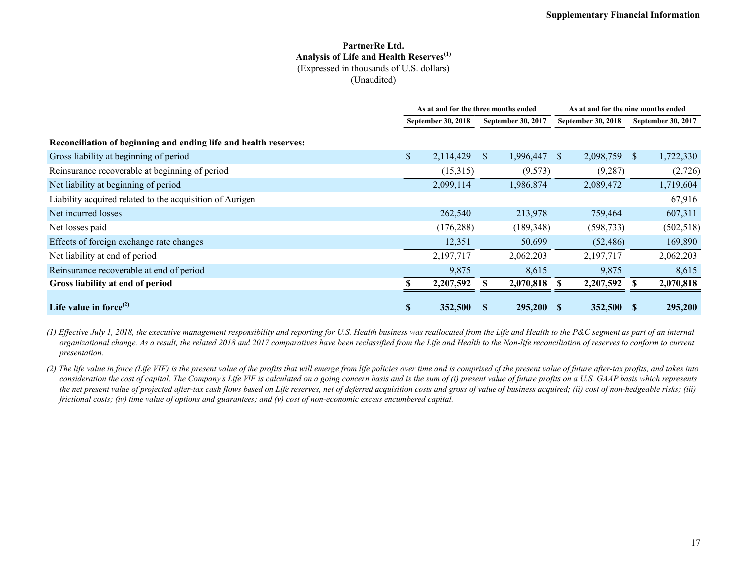**PartnerRe Ltd.**
**Analysis of Life and Health Reserves[1]**
(Expressed in thousands of U.S. dollars)
(Unaudited)

| | As at and for the three months ended | | As at and for the nine months ended | |
|---|---|---|---|---|
| | September 30, 2018 | September 30, 2017 | September 30, 2018 | September 30, 2017 |
| **Reconciliation of beginning and ending life and health reserves:** | | | | |
| Gross liability at beginning of period | $ 2,114,429 | $ 1,996,447 | $ 2,098,759 | $ 1,722,330 |
| Reinsurance recoverable at beginning of period | (15,315) | (9,573) | (9,287) | (2,726) |
| Net liability at beginning of period | 2,099,114 | 1,986,874 | 2,089,472 | 1,719,604 |
| Liability acquired related to the acquisition of Aurigen | — | — | — | 67,916 |
| Net incurred losses | 262,540 | 213,978 | 759,464 | 607,311 |
| Net losses paid | (176,288) | (189,348) | (598,733) | (502,518) |
| Effects of foreign exchange rate changes | 12,351 | 50,699 | (52,486) | 169,890 |
| Net liability at end of period | 2,197,717 | 2,062,203 | 2,197,717 | 2,062,203 |
| Reinsurance recoverable at end of period | 9,875 | 8,615 | 9,875 | 8,615 |
| **Gross liability at end of period** | **$ 2,207,592** | **$ 2,070,818** | **$ 2,207,592** | **$ 2,070,818** |
| **Life value in force[2]** | **$ 352,500** | **$ 295,200** | **$ 352,500** | **$ 295,200** |

*(1) Effective July 1, 2018, the executive management responsibility and reporting for U.S. Health business was reallocated from the Life and Health to the P&C segment as part of an internal organizational change. As a result, the related 2018 and 2017 comparatives have been reclassified from the Life and Health to the Non-life reconciliation of reserves to conform to current presentation.*

*(2) The life value in force (Life VIF) is the present value of the profits that will emerge from life policies over time and is comprised of the present value of future after-tax profits, and takes into consideration the cost of capital. The Company's Life VIF is calculated on a going concern basis and is the sum of (i) present value of future profits on a U.S. GAAP basis which represents the net present value of projected after-tax cash flows based on Life reserves, net of deferred acquisition costs and gross of value of business acquired; (ii) cost of non-hedgeable risks; (iii) frictional costs; (iv) time value of options and guarantees; and (v) cost of non-economic excess encumbered capital.*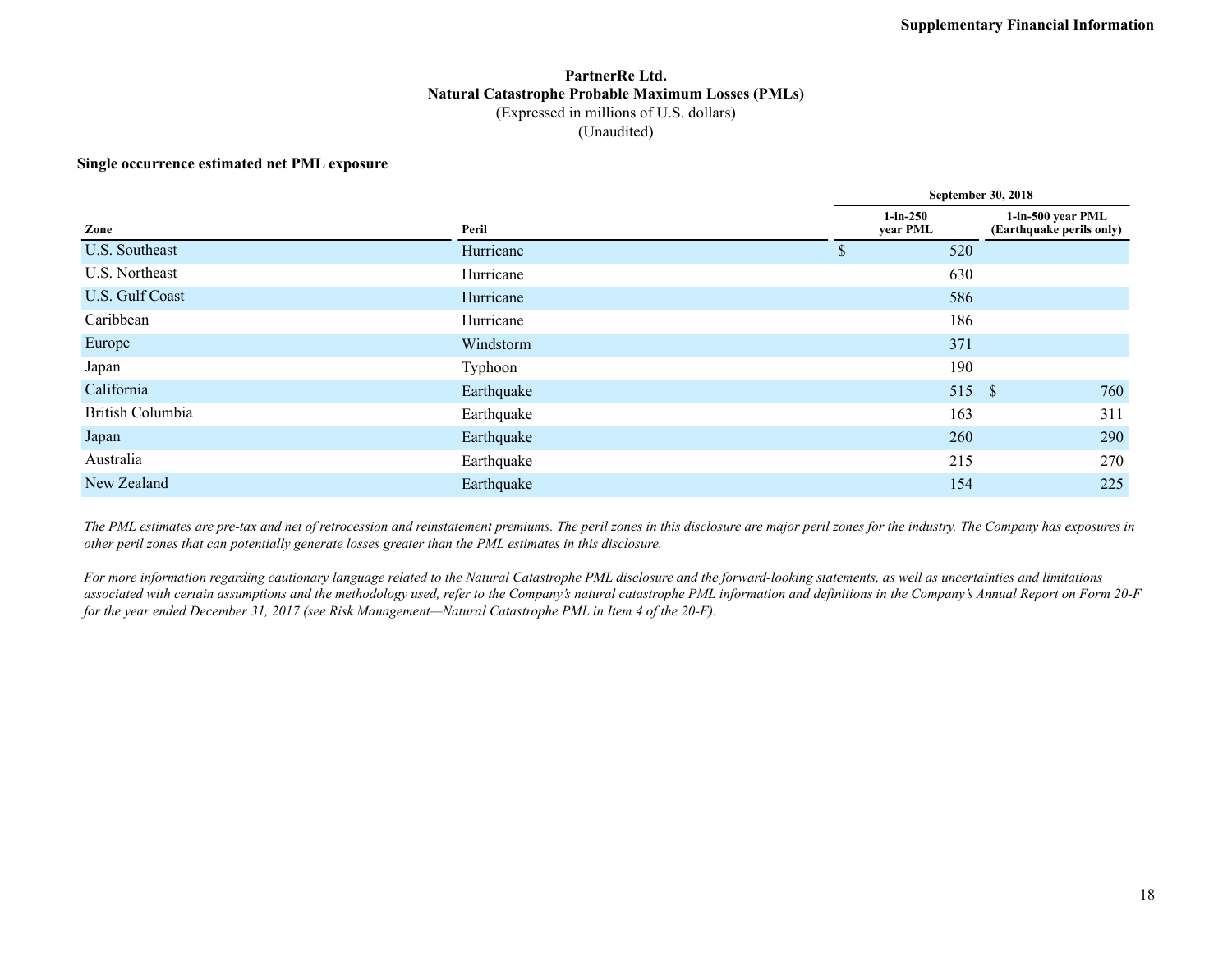**PartnerRe Ltd.**
**Natural Catastrophe Probable Maximum Losses (PMLs)**
(Expressed in millions of U.S. dollars)
(Unaudited)

**Single occurrence estimated net PML exposure**

| | | September 30, 2018 | |
|---|---|---|---|
| **Zone** | **Peril** | **1-in-250 year PML** | **1-in-500 year PML (Earthquake perils only)** |
| U.S. Southeast | Hurricane | $ 520 | |
| U.S. Northeast | Hurricane | 630 | |
| U.S. Gulf Coast | Hurricane | 586 | |
| Caribbean | Hurricane | 186 | |
| Europe | Windstorm | 371 | |
| Japan | Typhoon | 190 | |
| California | Earthquake | 515 | $ 760 |
| British Columbia | Earthquake | 163 | 311 |
| Japan | Earthquake | 260 | 290 |
| Australia | Earthquake | 215 | 270 |
| New Zealand | Earthquake | 154 | 225 |

*The PML estimates are pre-tax and net of retrocession and reinstatement premiums. The peril zones in this disclosure are major peril zones for the industry. The Company has exposures in other peril zones that can potentially generate losses greater than the PML estimates in this disclosure.*

*For more information regarding cautionary language related to the Natural Catastrophe PML disclosure and the forward-looking statements, as well as uncertainties and limitations associated with certain assumptions and the methodology used, refer to the Company's natural catastrophe PML information and definitions in the Company's Annual Report on Form 20-F for the year ended December 31, 2017 (see Risk Management—Natural Catastrophe PML in Item 4 of the 20-F).*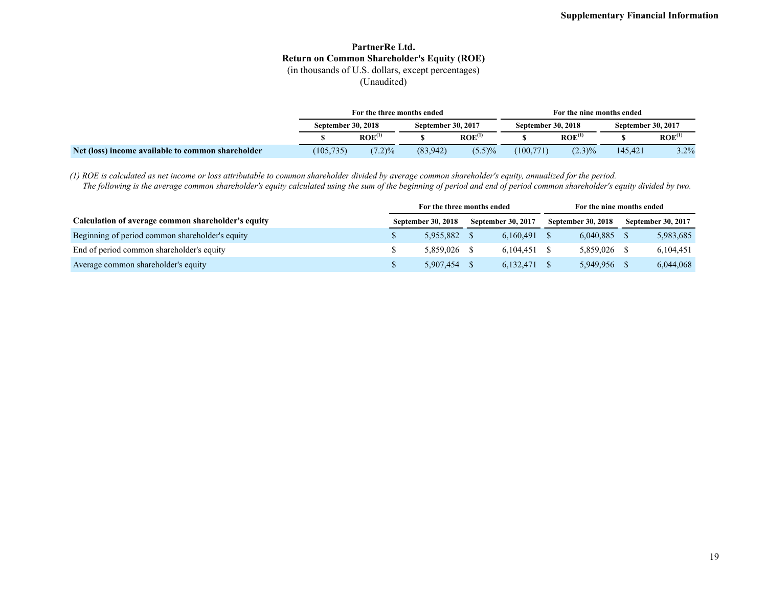# PartnerRe Ltd.

## Return on Common Shareholder's Equity (ROE)

(in thousands of U.S. dollars, except percentages)

(Unaudited)

| | For the three months ended | | | | For the nine months ended | | | |
|---|---|---|---|---|---|---|---|---|
| | September 30, 2018 | | September 30, 2017 | | September 30, 2018 | | September 30, 2017 | |
| | $ | ROE[(1)] | $ | ROE[(1)] | $ | ROE[(1)] | $ | ROE[(1)] |
| **Net (loss) income available to common shareholder** | (105,735) | (7.2)% | (83,942) | (5.5)% | (100,771) | (2.3)% | 145,421 | 3.2% |

*(1) ROE is calculated as net income or loss attributable to common shareholder divided by average common shareholder's equity, annualized for the period. The following is the average common shareholder's equity calculated using the sum of the beginning of period and end of period common shareholder's equity divided by two.*

| | For the three months ended | | For the nine months ended | |
|---|---|---|---|---|
| **Calculation of average common shareholder's equity** | September 30, 2018 | September 30, 2017 | September 30, 2018 | September 30, 2017 |
| Beginning of period common shareholder's equity | $ 5,955,882 | $ 6,160,491 | $ 6,040,885 | $ 5,983,685 |
| End of period common shareholder's equity | $ 5,859,026 | $ 6,104,451 | $ 5,859,026 | $ 6,104,451 |
| Average common shareholder's equity | $ 5,907,454 | $ 6,132,471 | $ 5,949,956 | $ 6,044,068 |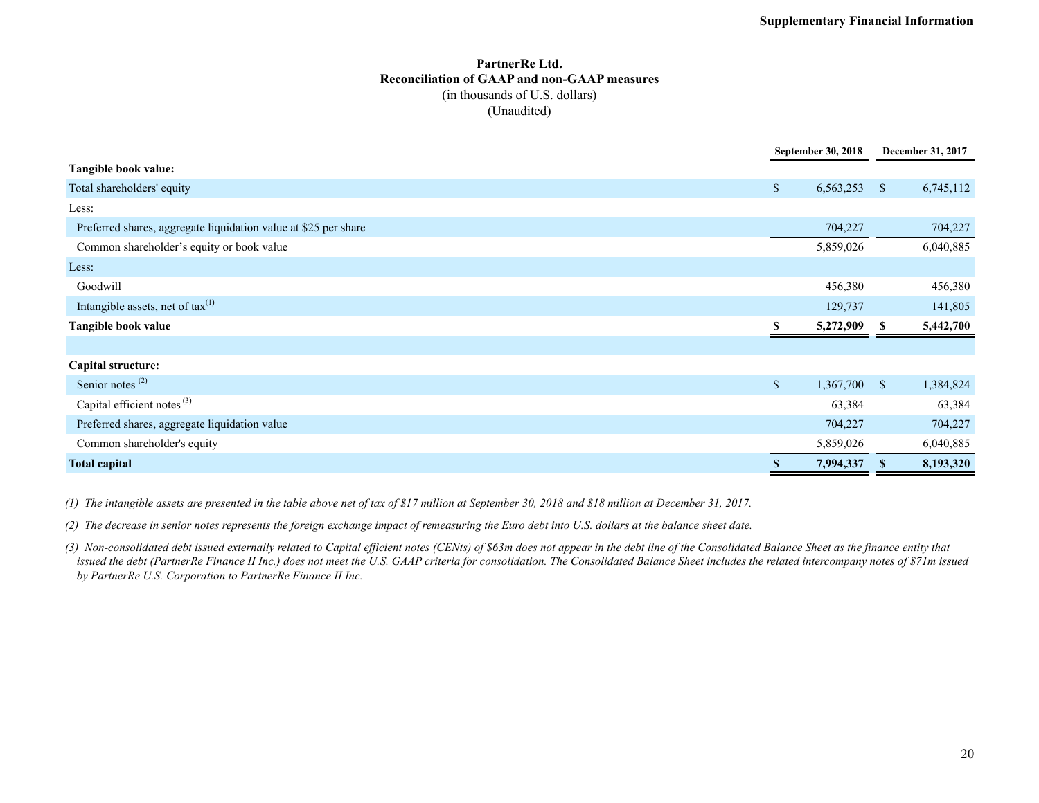# PartnerRe Ltd.
## Reconciliation of GAAP and non-GAAP measures
(in thousands of U.S. dollars)
(Unaudited)

| | September 30, 2018 | December 31, 2017 |
|---|---|---|
| **Tangible book value:** | | |
| Total shareholders' equity | $ 6,563,253 | $ 6,745,112 |
| Less: | | |
| Preferred shares, aggregate liquidation value at $25 per share | 704,227 | 704,227 |
| Common shareholder's equity or book value | 5,859,026 | 6,040,885 |
| Less: | | |
| Goodwill | 456,380 | 456,380 |
| Intangible assets, net of tax[1] | 129,737 | 141,805 |
| **Tangible book value** | **$ 5,272,909** | **$ 5,442,700** |
| | | |
| **Capital structure:** | | |
| Senior notes [2] | $ 1,367,700 | $ 1,384,824 |
| Capital efficient notes [3] | 63,384 | 63,384 |
| Preferred shares, aggregate liquidation value | 704,227 | 704,227 |
| Common shareholder's equity | 5,859,026 | 6,040,885 |
| **Total capital** | **$ 7,994,337** | **$ 8,193,320** |

*(1) The intangible assets are presented in the table above net of tax of $17 million at September 30, 2018 and $18 million at December 31, 2017.*

*(2) The decrease in senior notes represents the foreign exchange impact of remeasuring the Euro debt into U.S. dollars at the balance sheet date.*

*(3) Non-consolidated debt issued externally related to Capital efficient notes (CENts) of $63m does not appear in the debt line of the Consolidated Balance Sheet as the finance entity that issued the debt (PartnerRe Finance II Inc.) does not meet the U.S. GAAP criteria for consolidation. The Consolidated Balance Sheet includes the related intercompany notes of $71m issued by PartnerRe U.S. Corporation to PartnerRe Finance II Inc.*